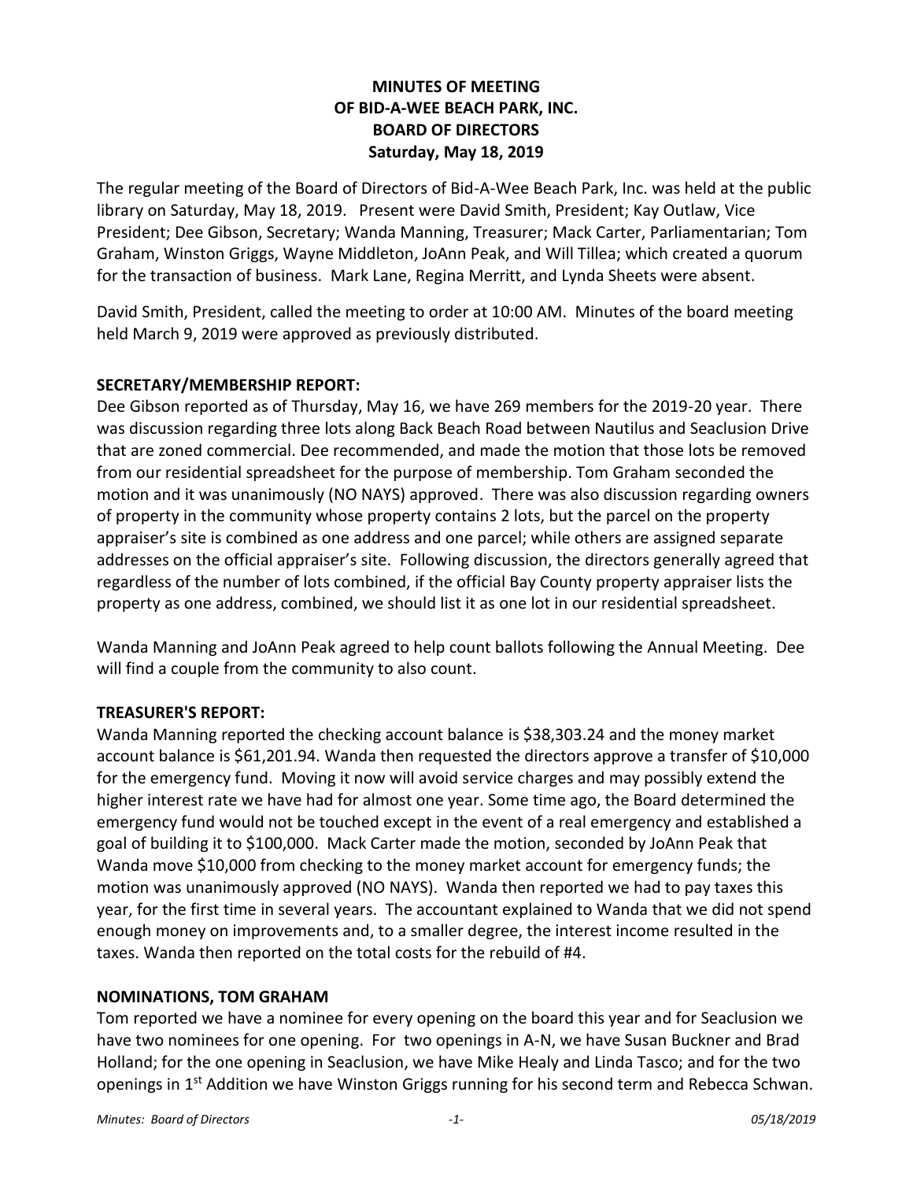**MINUTES OF MEETING**
**OF BID-A-WEE BEACH PARK, INC.**
**BOARD OF DIRECTORS**
**Saturday, May 18, 2019**

The regular meeting of the Board of Directors of Bid-A-Wee Beach Park, Inc. was held at the public library on Saturday, May 18, 2019. Present were David Smith, President; Kay Outlaw, Vice President; Dee Gibson, Secretary; Wanda Manning, Treasurer; Mack Carter, Parliamentarian; Tom Graham, Winston Griggs, Wayne Middleton, JoAnn Peak, and Will Tillea; which created a quorum for the transaction of business. Mark Lane, Regina Merritt, and Lynda Sheets were absent.

David Smith, President, called the meeting to order at 10:00 AM. Minutes of the board meeting held March 9, 2019 were approved as previously distributed.

## SECRETARY/MEMBERSHIP REPORT:

Dee Gibson reported as of Thursday, May 16, we have 269 members for the 2019-20 year. There was discussion regarding three lots along Back Beach Road between Nautilus and Seaclusion Drive that are zoned commercial. Dee recommended, and made the motion that those lots be removed from our residential spreadsheet for the purpose of membership. Tom Graham seconded the motion and it was unanimously (NO NAYS) approved. There was also discussion regarding owners of property in the community whose property contains 2 lots, but the parcel on the property appraiser's site is combined as one address and one parcel; while others are assigned separate addresses on the official appraiser's site. Following discussion, the directors generally agreed that regardless of the number of lots combined, if the official Bay County property appraiser lists the property as one address, combined, we should list it as one lot in our residential spreadsheet.

Wanda Manning and JoAnn Peak agreed to help count ballots following the Annual Meeting. Dee will find a couple from the community to also count.

## TREASURER'S REPORT:

Wanda Manning reported the checking account balance is $38,303.24 and the money market account balance is $61,201.94. Wanda then requested the directors approve a transfer of $10,000 for the emergency fund. Moving it now will avoid service charges and may possibly extend the higher interest rate we have had for almost one year. Some time ago, the Board determined the emergency fund would not be touched except in the event of a real emergency and established a goal of building it to $100,000. Mack Carter made the motion, seconded by JoAnn Peak that Wanda move $10,000 from checking to the money market account for emergency funds; the motion was unanimously approved (NO NAYS). Wanda then reported we had to pay taxes this year, for the first time in several years. The accountant explained to Wanda that we did not spend enough money on improvements and, to a smaller degree, the interest income resulted in the taxes. Wanda then reported on the total costs for the rebuild of #4.

## NOMINATIONS, TOM GRAHAM

Tom reported we have a nominee for every opening on the board this year and for Seaclusion we have two nominees for one opening. For two openings in A-N, we have Susan Buckner and Brad Holland; for the one opening in Seaclusion, we have Mike Healy and Linda Tasco; and for the two openings in 1st Addition we have Winston Griggs running for his second term and Rebecca Schwan.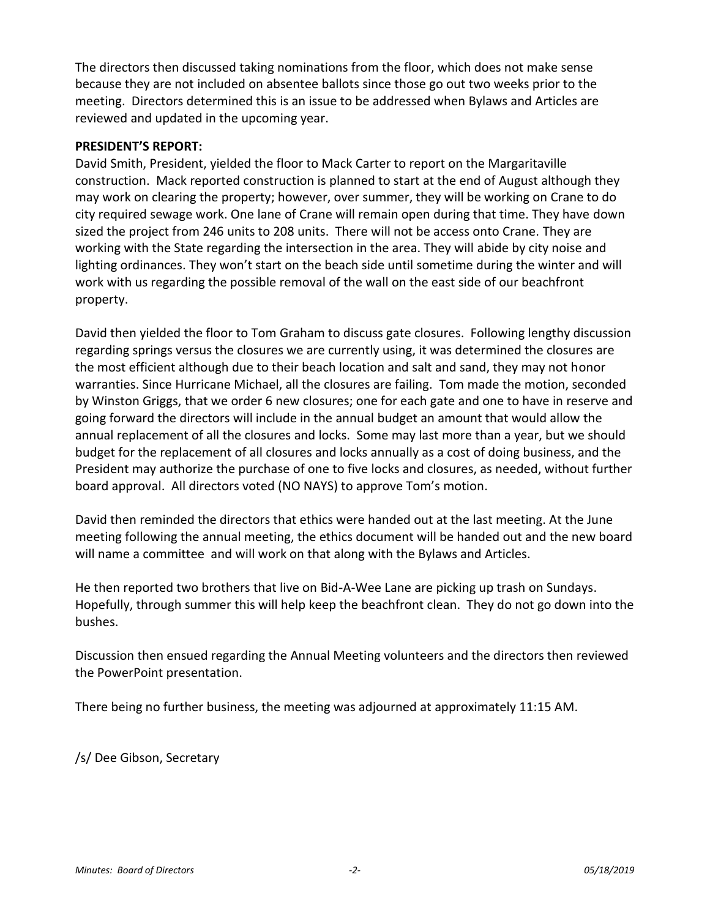The directors then discussed taking nominations from the floor, which does not make sense because they are not included on absentee ballots since those go out two weeks prior to the meeting. Directors determined this is an issue to be addressed when Bylaws and Articles are reviewed and updated in the upcoming year.

**PRESIDENT'S REPORT:**

David Smith, President, yielded the floor to Mack Carter to report on the Margaritaville construction. Mack reported construction is planned to start at the end of August although they may work on clearing the property; however, over summer, they will be working on Crane to do city required sewage work. One lane of Crane will remain open during that time. They have down sized the project from 246 units to 208 units. There will not be access onto Crane. They are working with the State regarding the intersection in the area. They will abide by city noise and lighting ordinances. They won't start on the beach side until sometime during the winter and will work with us regarding the possible removal of the wall on the east side of our beachfront property.

David then yielded the floor to Tom Graham to discuss gate closures. Following lengthy discussion regarding springs versus the closures we are currently using, it was determined the closures are the most efficient although due to their beach location and salt and sand, they may not honor warranties. Since Hurricane Michael, all the closures are failing. Tom made the motion, seconded by Winston Griggs, that we order 6 new closures; one for each gate and one to have in reserve and going forward the directors will include in the annual budget an amount that would allow the annual replacement of all the closures and locks. Some may last more than a year, but we should budget for the replacement of all closures and locks annually as a cost of doing business, and the President may authorize the purchase of one to five locks and closures, as needed, without further board approval. All directors voted (NO NAYS) to approve Tom's motion.

David then reminded the directors that ethics were handed out at the last meeting. At the June meeting following the annual meeting, the ethics document will be handed out and the new board will name a committee and will work on that along with the Bylaws and Articles.

He then reported two brothers that live on Bid-A-Wee Lane are picking up trash on Sundays. Hopefully, through summer this will help keep the beachfront clean. They do not go down into the bushes.

Discussion then ensued regarding the Annual Meeting volunteers and the directors then reviewed the PowerPoint presentation.

There being no further business, the meeting was adjourned at approximately 11:15 AM.

/s/ Dee Gibson, Secretary